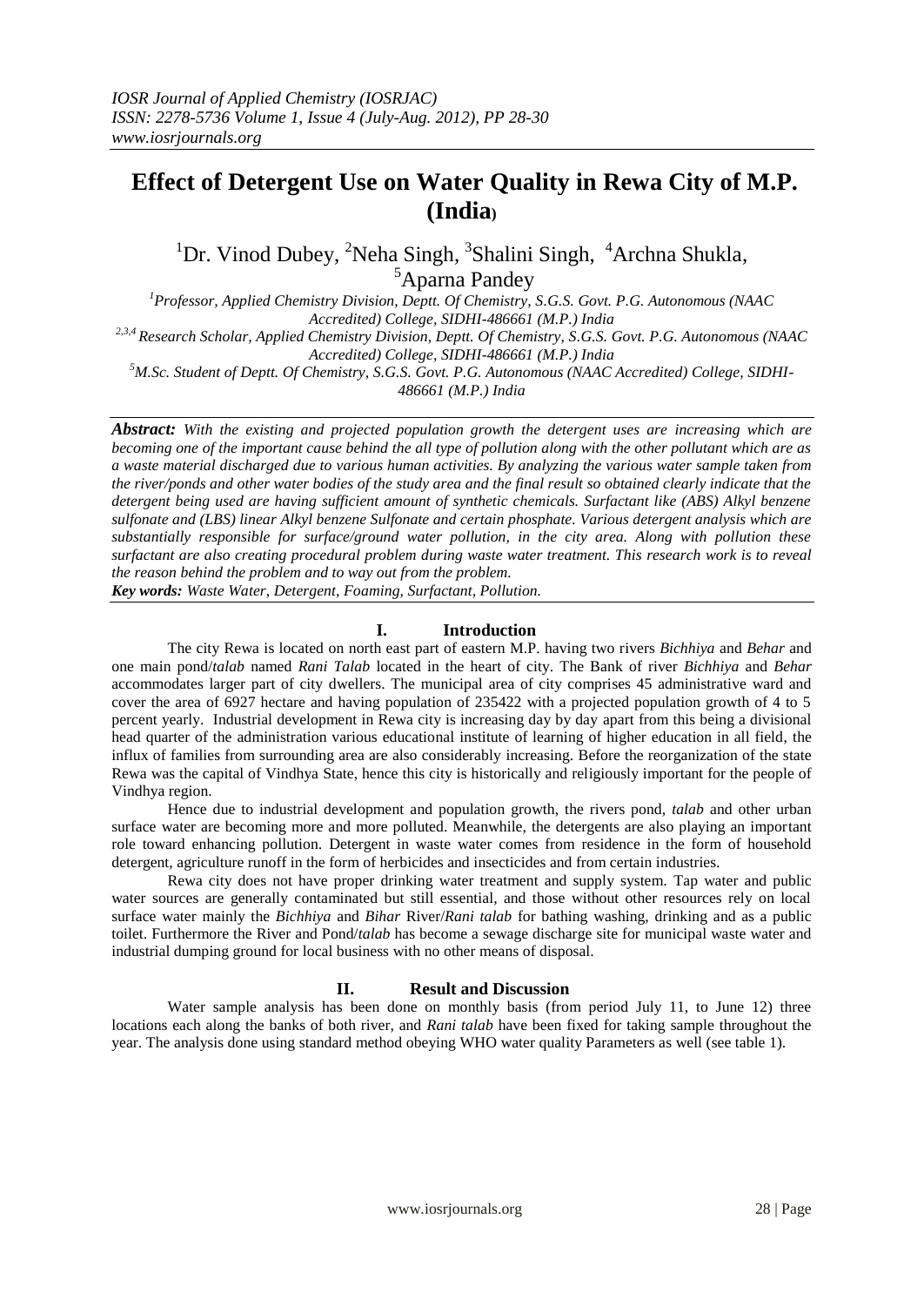# Effect of Detergent Use on Water Quality in Rewa City of M.P. (India)

[1]Dr. Vinod Dubey, [2]Neha Singh, [3]Shalini Singh, [4]Archna Shukla, [5]Aparna Pandey

*[1]Professor, Applied Chemistry Division, Deptt. Of Chemistry, S.G.S. Govt. P.G. Autonomous (NAAC Accredited) College, SIDHI-486661 (M.P.) India*

*[2,3,4] Research Scholar, Applied Chemistry Division, Deptt. Of Chemistry, S.G.S. Govt. P.G. Autonomous (NAAC Accredited) College, SIDHI-486661 (M.P.) India*

*[5]M.Sc. Student of Deptt. Of Chemistry, S.G.S. Govt. P.G. Autonomous (NAAC Accredited) College, SIDHI-486661 (M.P.) India*

***Abstract:*** *With the existing and projected population growth the detergent uses are increasing which are becoming one of the important cause behind the all type of pollution along with the other pollutant which are as a waste material discharged due to various human activities. By analyzing the various water sample taken from the river/ponds and other water bodies of the study area and the final result so obtained clearly indicate that the detergent being used are having sufficient amount of synthetic chemicals. Surfactant like (ABS) Alkyl benzene sulfonate and (LBS) linear Alkyl benzene Sulfonate and certain phosphate. Various detergent analysis which are substantially responsible for surface/ground water pollution, in the city area. Along with pollution these surfactant are also creating procedural problem during waste water treatment. This research work is to reveal the reason behind the problem and to way out from the problem.*

***Key words:*** *Waste Water, Detergent, Foaming, Surfactant, Pollution.*

## I. Introduction

The city Rewa is located on north east part of eastern M.P. having two rivers *Bichhiya* and *Behar* and one main pond/*talab* named *Rani Talab* located in the heart of city. The Bank of river *Bichhiya* and *Behar* accommodates larger part of city dwellers. The municipal area of city comprises 45 administrative ward and cover the area of 6927 hectare and having population of 235422 with a projected population growth of 4 to 5 percent yearly. Industrial development in Rewa city is increasing day by day apart from this being a divisional head quarter of the administration various educational institute of learning of higher education in all field, the influx of families from surrounding area are also considerably increasing. Before the reorganization of the state Rewa was the capital of Vindhya State, hence this city is historically and religiously important for the people of Vindhya region.

Hence due to industrial development and population growth, the rivers pond, *talab* and other urban surface water are becoming more and more polluted. Meanwhile, the detergents are also playing an important role toward enhancing pollution. Detergent in waste water comes from residence in the form of household detergent, agriculture runoff in the form of herbicides and insecticides and from certain industries.

Rewa city does not have proper drinking water treatment and supply system. Tap water and public water sources are generally contaminated but still essential, and those without other resources rely on local surface water mainly the *Bichhiya* and *Bihar* River/*Rani talab* for bathing washing, drinking and as a public toilet. Furthermore the River and Pond/*talab* has become a sewage discharge site for municipal waste water and industrial dumping ground for local business with no other means of disposal.

## II. Result and Discussion

Water sample analysis has been done on monthly basis (from period July 11, to June 12) three locations each along the banks of both river, and *Rani talab* have been fixed for taking sample throughout the year. The analysis done using standard method obeying WHO water quality Parameters as well (see table 1).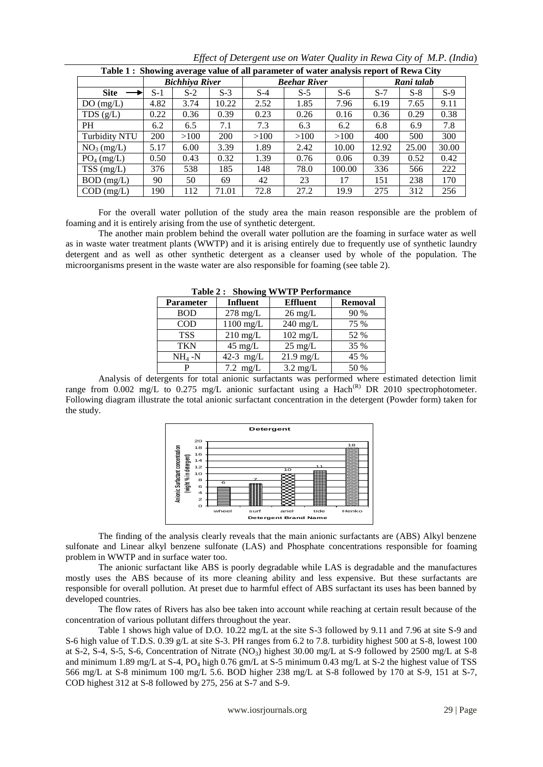**Table 1 : Showing average value of all parameter of water analysis report of Rewa City**

| | *Bichhiya River* | | | *Beehar River* | | | *Rani talab* | | |
|---|---|---|---|---|---|---|---|---|---|
| **Site** → | S-1 | S-2 | S-3 | S-4 | S-5 | S-6 | S-7 | S-8 | S-9 |
| DO (mg/L) | 4.82 | 3.74 | 10.22 | 2.52 | 1.85 | 7.96 | 6.19 | 7.65 | 9.11 |
| TDS (g/L) | 0.22 | 0.36 | 0.39 | 0.23 | 0.26 | 0.16 | 0.36 | 0.29 | 0.38 |
| PH | 6.2 | 6.5 | 7.1 | 7.3 | 6.3 | 6.2 | 6.8 | 6.9 | 7.8 |
| Turbidity NTU | 200 | >100 | 200 | >100 | >100 | >100 | 400 | 500 | 300 |
| $NO_3$ (mg/L) | 5.17 | 6.00 | 3.39 | 1.89 | 2.42 | 10.00 | 12.92 | 25.00 | 30.00 |
| $PO_4$ (mg/L) | 0.50 | 0.43 | 0.32 | 1.39 | 0.76 | 0.06 | 0.39 | 0.52 | 0.42 |
| TSS (mg/L) | 376 | 538 | 185 | 148 | 78.0 | 100.00 | 336 | 566 | 222 |
| BOD (mg/L) | 90 | 50 | 69 | 42 | 23 | 17 | 151 | 238 | 170 |
| COD (mg/L) | 190 | 112 | 71.01 | 72.8 | 27.2 | 19.9 | 275 | 312 | 256 |

For the overall water pollution of the study area the main reason responsible are the problem of foaming and it is entirely arising from the use of synthetic detergent.

The another main problem behind the overall water pollution are the foaming in surface water as well as in waste water treatment plants (WWTP) and it is arising entirely due to frequently use of synthetic laundry detergent and as well as other synthetic detergent as a cleanser used by whole of the population. The microorganisms present in the waste water are also responsible for foaming (see table 2).

**Table 2 : Showing WWTP Performance**

| Parameter | Influent | Effluent | Removal |
|---|---|---|---|
| BOD | 278 mg/L | 26 mg/L | 90 % |
| COD | 1100 mg/L | 240 mg/L | 75 % |
| TSS | 210 mg/L | 102 mg/L | 52 % |
| TKN | 45 mg/L | 25 mg/L | 35 % |
| $NH_4$ -N | 42-3 mg/L | 21.9 mg/L | 45 % |
| P | 7.2 mg/L | 3.2 mg/L | 50 % |

Analysis of detergents for total anionic surfactants was performed where estimated detection limit range from 0.002 mg/L to 0.275 mg/L anionic surfactant using a Hach(R) DR 2010 spectrophotometer. Following diagram illustrate the total anionic surfactant concentration in the detergent (Powder form) taken for the study.

**Detergent**

| Detergent Brand Name | Anionic Surfactant concentration (wight % in detergent) |
|---|---|
| wheel | 6 |
| surf | 7 |
| ariel | 10 |
| tide | 11 |
| Henko | 18 |

The finding of the analysis clearly reveals that the main anionic surfactants are (ABS) Alkyl benzene sulfonate and Linear alkyl benzene sulfonate (LAS) and Phosphate concentrations responsible for foaming problem in WWTP and in surface water too.

The anionic surfactant like ABS is poorly degradable while LAS is degradable and the manufactures mostly uses the ABS because of its more cleaning ability and less expensive. But these surfactants are responsible for overall pollution. At preset due to harmful effect of ABS surfactant its uses has been banned by developed countries.

The flow rates of Rivers has also bee taken into account while reaching at certain result because of the concentration of various pollutant differs throughout the year.

Table 1 shows high value of D.O. 10.22 mg/L at the site S-3 followed by 9.11 and 7.96 at site S-9 and S-6 high value of T.D.S. 0.39 g/L at site S-3. PH ranges from 6.2 to 7.8. turbidity highest 500 at S-8, lowest 100 at S-2, S-4, S-5, S-6, Concentration of Nitrate ($NO_3$) highest 30.00 mg/L at S-9 followed by 2500 mg/L at S-8 and minimum 1.89 mg/L at S-4, $PO_4$ high 0.76 gm/L at S-5 minimum 0.43 mg/L at S-2 the highest value of TSS 566 mg/L at S-8 minimum 100 mg/L 5.6. BOD higher 238 mg/L at S-8 followed by 170 at S-9, 151 at S-7, COD highest 312 at S-8 followed by 275, 256 at S-7 and S-9.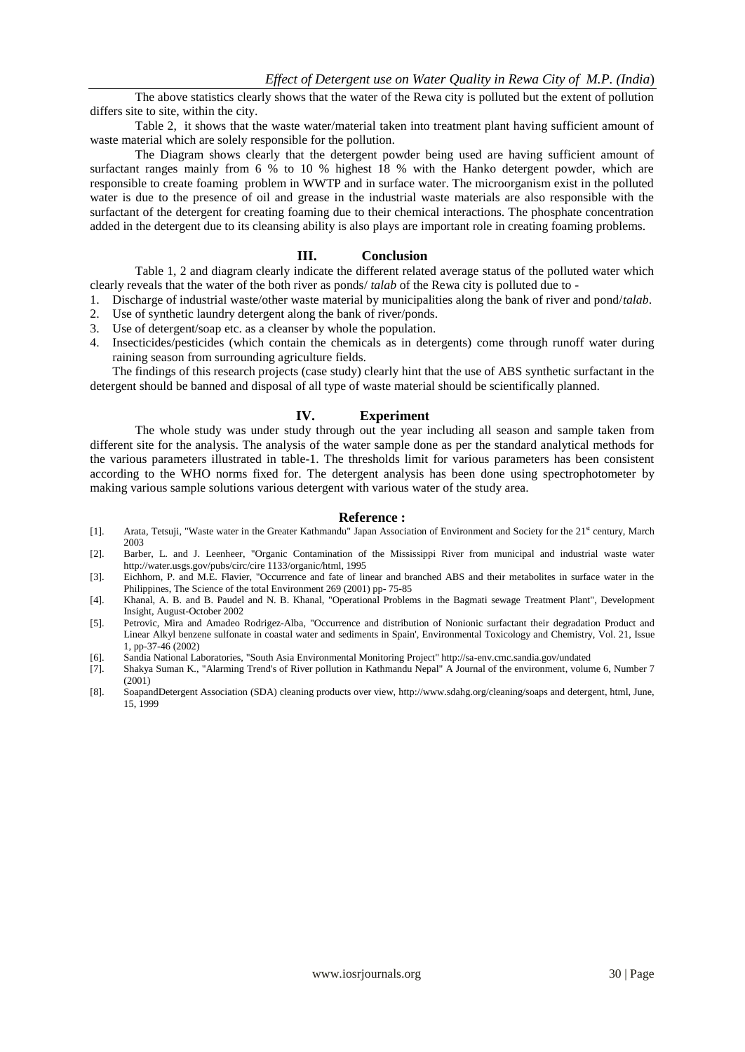The above statistics clearly shows that the water of the Rewa city is polluted but the extent of pollution differs site to site, within the city.

Table 2, it shows that the waste water/material taken into treatment plant having sufficient amount of waste material which are solely responsible for the pollution.

The Diagram shows clearly that the detergent powder being used are having sufficient amount of surfactant ranges mainly from 6 % to 10 % highest 18 % with the Hanko detergent powder, which are responsible to create foaming problem in WWTP and in surface water. The microorganism exist in the polluted water is due to the presence of oil and grease in the industrial waste materials are also responsible with the surfactant of the detergent for creating foaming due to their chemical interactions. The phosphate concentration added in the detergent due to its cleansing ability is also plays are important role in creating foaming problems.

## III. Conclusion

Table 1, 2 and diagram clearly indicate the different related average status of the polluted water which clearly reveals that the water of the both river as ponds/ *talab* of the Rewa city is polluted due to -

1. Discharge of industrial waste/other waste material by municipalities along the bank of river and pond/*talab*.
2. Use of synthetic laundry detergent along the bank of river/ponds.
3. Use of detergent/soap etc. as a cleanser by whole the population.
4. Insecticides/pesticides (which contain the chemicals as in detergents) come through runoff water during raining season from surrounding agriculture fields.

The findings of this research projects (case study) clearly hint that the use of ABS synthetic surfactant in the detergent should be banned and disposal of all type of waste material should be scientifically planned.

## IV. Experiment

The whole study was under study through out the year including all season and sample taken from different site for the analysis. The analysis of the water sample done as per the standard analytical methods for the various parameters illustrated in table-1. The thresholds limit for various parameters has been consistent according to the WHO norms fixed for. The detergent analysis has been done using spectrophotometer by making various sample solutions various detergent with various water of the study area.

## Reference :

[1]. Arata, Tetsuji, "Waste water in the Greater Kathmandu" Japan Association of Environment and Society for the 21st century, March 2003

[2]. Barber, L. and J. Leenheer, "Organic Contamination of the Mississippi River from municipal and industrial waste water http://water.usgs.gov/pubs/circ/cire 1133/organic/html, 1995

[3]. Eichhorn, P. and M.E. Flavier, "Occurrence and fate of linear and branched ABS and their metabolites in surface water in the Philippines, The Science of the total Environment 269 (2001) pp- 75-85

[4]. Khanal, A. B. and B. Paudel and N. B. Khanal, "Operational Problems in the Bagmati sewage Treatment Plant", Development Insight, August-October 2002

[5]. Petrovic, Mira and Amadeo Rodrigez-Alba, "Occurrence and distribution of Nonionic surfactant their degradation Product and Linear Alkyl benzene sulfonate in coastal water and sediments in Spain', Environmental Toxicology and Chemistry, Vol. 21, Issue 1, pp-37-46 (2002)

[6]. Sandia National Laboratories, "South Asia Environmental Monitoring Project" http://sa-env.cmc.sandia.gov/undated

[7]. Shakya Suman K., "Alarming Trend's of River pollution in Kathmandu Nepal" A Journal of the environment, volume 6, Number 7 (2001)

[8]. SoapandDetergent Association (SDA) cleaning products over view, http://www.sdahg.org/cleaning/soaps and detergent, html, June, 15, 1999